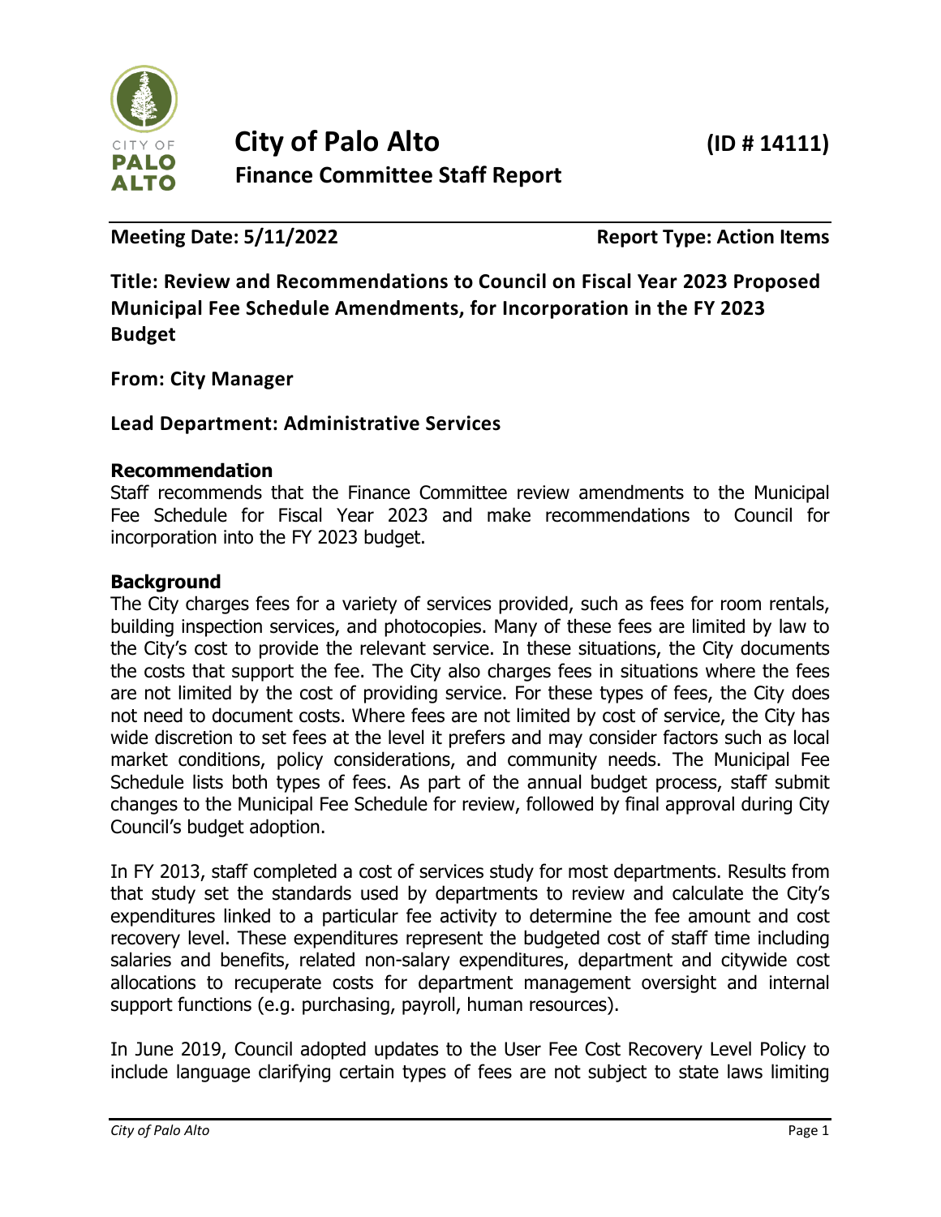# City of Palo Alto (ID # 14111)

## Finance Committee Staff Report

**Meeting Date: 5/11/2022** **Report Type: Action Items**

**Title: Review and Recommendations to Council on Fiscal Year 2023 Proposed Municipal Fee Schedule Amendments, for Incorporation in the FY 2023 Budget**

**From: City Manager**

**Lead Department: Administrative Services**

### Recommendation

Staff recommends that the Finance Committee review amendments to the Municipal Fee Schedule for Fiscal Year 2023 and make recommendations to Council for incorporation into the FY 2023 budget.

### Background

The City charges fees for a variety of services provided, such as fees for room rentals, building inspection services, and photocopies. Many of these fees are limited by law to the City's cost to provide the relevant service. In these situations, the City documents the costs that support the fee. The City also charges fees in situations where the fees are not limited by the cost of providing service. For these types of fees, the City does not need to document costs. Where fees are not limited by cost of service, the City has wide discretion to set fees at the level it prefers and may consider factors such as local market conditions, policy considerations, and community needs. The Municipal Fee Schedule lists both types of fees. As part of the annual budget process, staff submit changes to the Municipal Fee Schedule for review, followed by final approval during City Council's budget adoption.

In FY 2013, staff completed a cost of services study for most departments. Results from that study set the standards used by departments to review and calculate the City's expenditures linked to a particular fee activity to determine the fee amount and cost recovery level. These expenditures represent the budgeted cost of staff time including salaries and benefits, related non-salary expenditures, department and citywide cost allocations to recuperate costs for department management oversight and internal support functions (e.g. purchasing, payroll, human resources).

In June 2019, Council adopted updates to the User Fee Cost Recovery Level Policy to include language clarifying certain types of fees are not subject to state laws limiting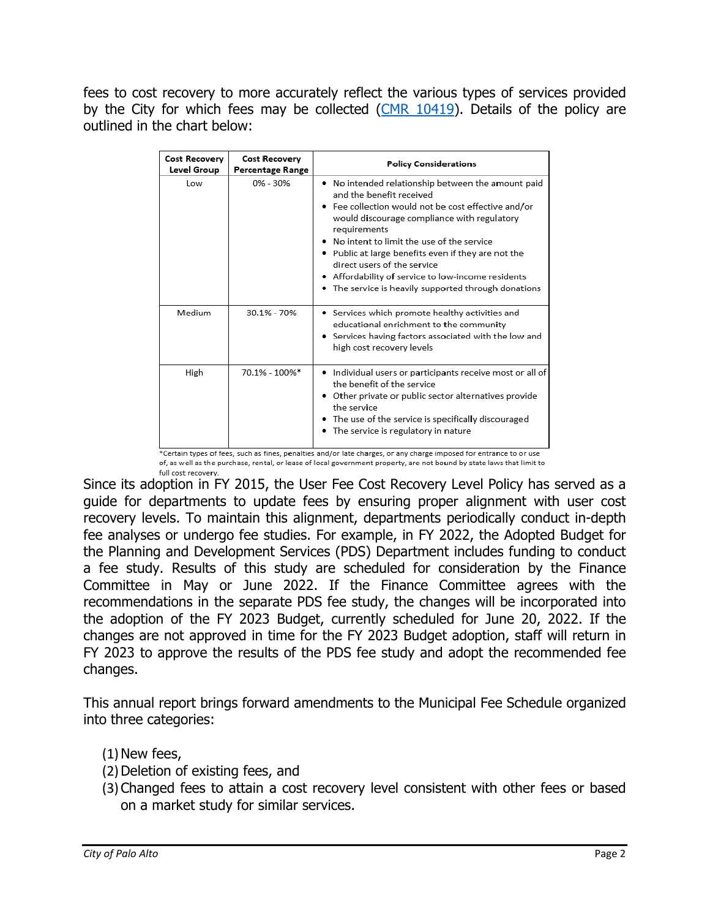fees to cost recovery to more accurately reflect the various types of services provided by the City for which fees may be collected ([CMR 10419](CMR 10419)). Details of the policy are outlined in the chart below:

| Cost Recovery Level Group | Cost Recovery Percentage Range | Policy Considerations |
|---|---|---|
| Low | 0% - 30% | • No intended relationship between the amount paid and the benefit received<br>• Fee collection would not be cost effective and/or would discourage compliance with regulatory requirements<br>• No intent to limit the use of the service<br>• Public at large benefits even if they are not the direct users of the service<br>• Affordability of service to low-income residents<br>• The service is heavily supported through donations |
| Medium | 30.1% - 70% | • Services which promote healthy activities and educational enrichment to the community<br>• Services having factors associated with the low and high cost recovery levels |
| High | 70.1% - 100%* | • Individual users or participants receive most or all of the benefit of the service<br>• Other private or public sector alternatives provide the service<br>• The use of the service is specifically discouraged<br>• The service is regulatory in nature |

*Certain types of fees, such as fines, penalties and/or late charges, or any charge imposed for entrance to or use of, as well as the purchase, rental, or lease of local government property, are not bound by state laws that limit to full cost recovery.

Since its adoption in FY 2015, the User Fee Cost Recovery Level Policy has served as a guide for departments to update fees by ensuring proper alignment with user cost recovery levels. To maintain this alignment, departments periodically conduct in-depth fee analyses or undergo fee studies. For example, in FY 2022, the Adopted Budget for the Planning and Development Services (PDS) Department includes funding to conduct a fee study. Results of this study are scheduled for consideration by the Finance Committee in May or June 2022. If the Finance Committee agrees with the recommendations in the separate PDS fee study, the changes will be incorporated into the adoption of the FY 2023 Budget, currently scheduled for June 20, 2022. If the changes are not approved in time for the FY 2023 Budget adoption, staff will return in FY 2023 to approve the results of the PDS fee study and adopt the recommended fee changes.

This annual report brings forward amendments to the Municipal Fee Schedule organized into three categories:

(1) New fees,
(2) Deletion of existing fees, and
(3) Changed fees to attain a cost recovery level consistent with other fees or based on a market study for similar services.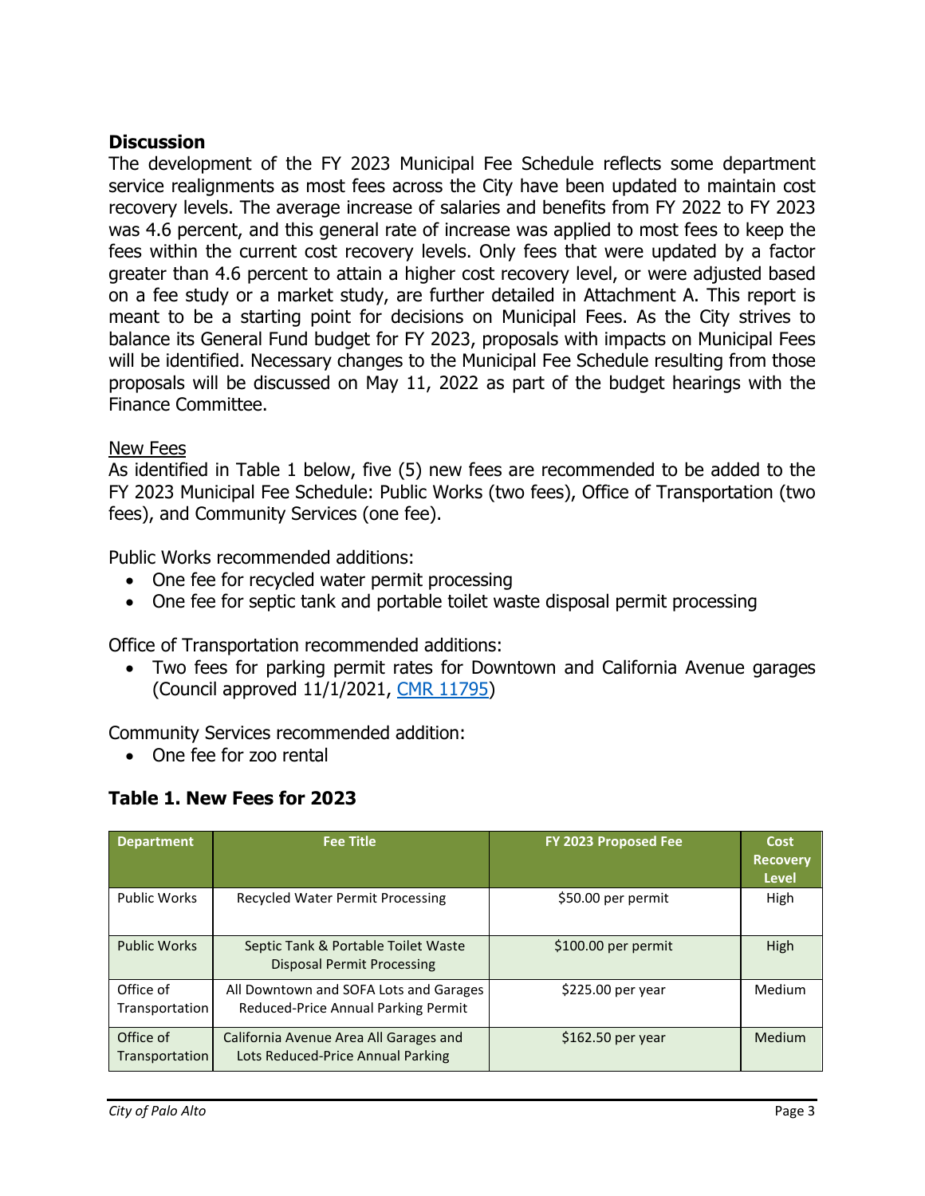## Discussion

The development of the FY 2023 Municipal Fee Schedule reflects some department service realignments as most fees across the City have been updated to maintain cost recovery levels. The average increase of salaries and benefits from FY 2022 to FY 2023 was 4.6 percent, and this general rate of increase was applied to most fees to keep the fees within the current cost recovery levels. Only fees that were updated by a factor greater than 4.6 percent to attain a higher cost recovery level, or were adjusted based on a fee study or a market study, are further detailed in Attachment A. This report is meant to be a starting point for decisions on Municipal Fees. As the City strives to balance its General Fund budget for FY 2023, proposals with impacts on Municipal Fees will be identified. Necessary changes to the Municipal Fee Schedule resulting from those proposals will be discussed on May 11, 2022 as part of the budget hearings with the Finance Committee.

<u>New Fees</u>

As identified in Table 1 below, five (5) new fees are recommended to be added to the FY 2023 Municipal Fee Schedule: Public Works (two fees), Office of Transportation (two fees), and Community Services (one fee).

Public Works recommended additions:

- One fee for recycled water permit processing
- One fee for septic tank and portable toilet waste disposal permit processing

Office of Transportation recommended additions:

- Two fees for parking permit rates for Downtown and California Avenue garages (Council approved 11/1/2021, CMR 11795)

Community Services recommended addition:

- One fee for zoo rental

### Table 1. New Fees for 2023

| Department | Fee Title | FY 2023 Proposed Fee | Cost Recovery Level |
|---|---|---|---|
| Public Works | Recycled Water Permit Processing | $50.00 per permit | High |
| Public Works | Septic Tank & Portable Toilet Waste Disposal Permit Processing | $100.00 per permit | High |
| Office of Transportation | All Downtown and SOFA Lots and Garages Reduced-Price Annual Parking Permit | $225.00 per year | Medium |
| Office of Transportation | California Avenue Area All Garages and Lots Reduced-Price Annual Parking | $162.50 per year | Medium |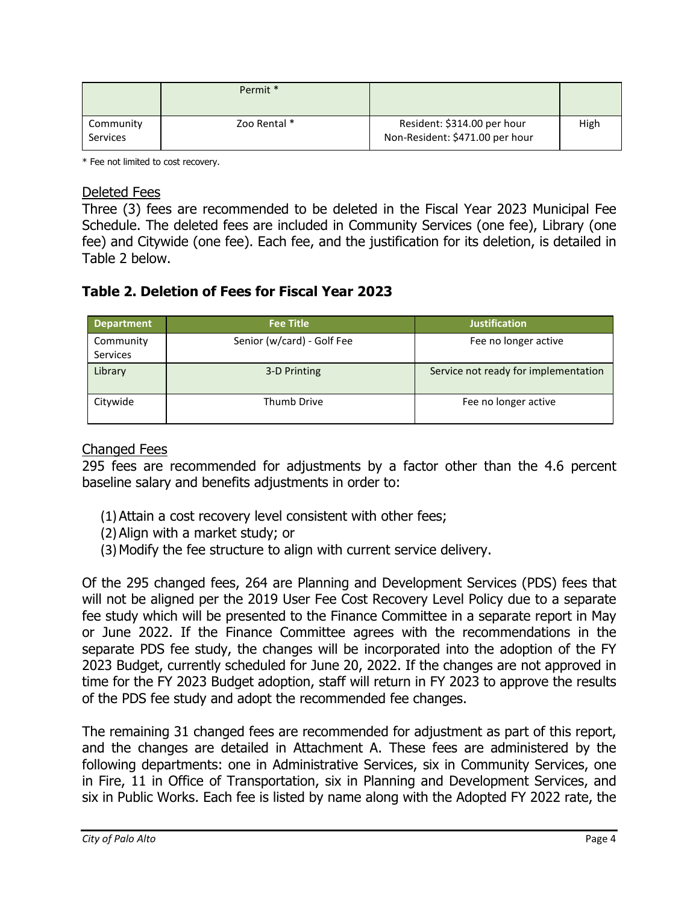| | Permit * | | |
|---|---|---|---|
| Community Services | Zoo Rental * | Resident: $314.00 per hour<br>Non-Resident: $471.00 per hour | High |

* Fee not limited to cost recovery.

Deleted Fees

Three (3) fees are recommended to be deleted in the Fiscal Year 2023 Municipal Fee Schedule. The deleted fees are included in Community Services (one fee), Library (one fee) and Citywide (one fee). Each fee, and the justification for its deletion, is detailed in Table 2 below.

### Table 2. Deletion of Fees for Fiscal Year 2023

| Department | Fee Title | Justification |
|---|---|---|
| Community Services | Senior (w/card) - Golf Fee | Fee no longer active |
| Library | 3-D Printing | Service not ready for implementation |
| Citywide | Thumb Drive | Fee no longer active |

Changed Fees

295 fees are recommended for adjustments by a factor other than the 4.6 percent baseline salary and benefits adjustments in order to:

(1) Attain a cost recovery level consistent with other fees;
(2) Align with a market study; or
(3) Modify the fee structure to align with current service delivery.

Of the 295 changed fees, 264 are Planning and Development Services (PDS) fees that will not be aligned per the 2019 User Fee Cost Recovery Level Policy due to a separate fee study which will be presented to the Finance Committee in a separate report in May or June 2022. If the Finance Committee agrees with the recommendations in the separate PDS fee study, the changes will be incorporated into the adoption of the FY 2023 Budget, currently scheduled for June 20, 2022. If the changes are not approved in time for the FY 2023 Budget adoption, staff will return in FY 2023 to approve the results of the PDS fee study and adopt the recommended fee changes.

The remaining 31 changed fees are recommended for adjustment as part of this report, and the changes are detailed in Attachment A. These fees are administered by the following departments: one in Administrative Services, six in Community Services, one in Fire, 11 in Office of Transportation, six in Planning and Development Services, and six in Public Works. Each fee is listed by name along with the Adopted FY 2022 rate, the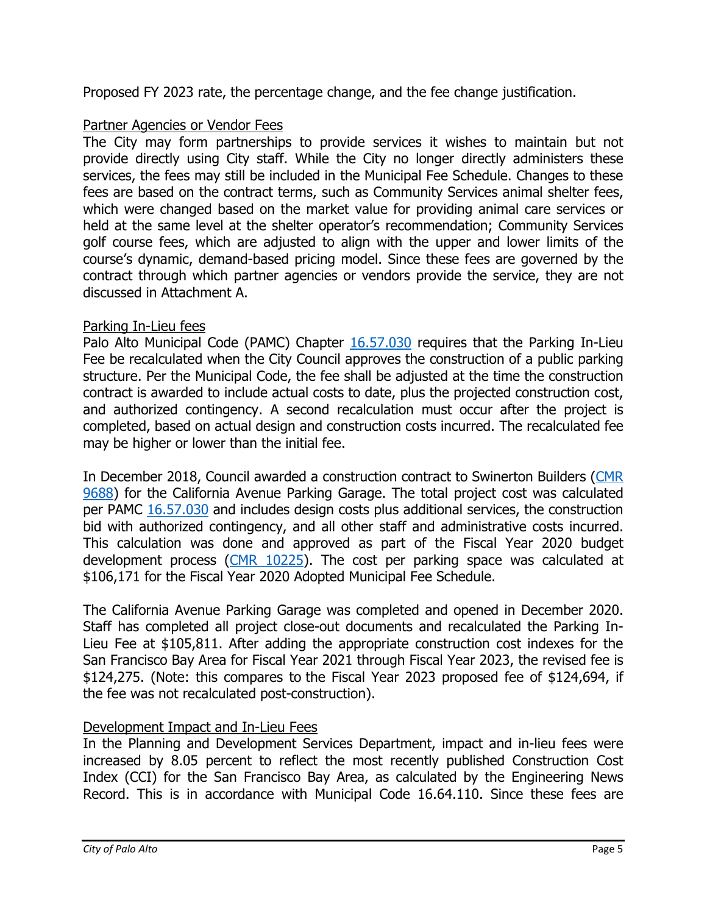Proposed FY 2023 rate, the percentage change, and the fee change justification.

Partner Agencies or Vendor Fees

The City may form partnerships to provide services it wishes to maintain but not provide directly using City staff. While the City no longer directly administers these services, the fees may still be included in the Municipal Fee Schedule. Changes to these fees are based on the contract terms, such as Community Services animal shelter fees, which were changed based on the market value for providing animal care services or held at the same level at the shelter operator's recommendation; Community Services golf course fees, which are adjusted to align with the upper and lower limits of the course's dynamic, demand-based pricing model. Since these fees are governed by the contract through which partner agencies or vendors provide the service, they are not discussed in Attachment A.

Parking In-Lieu fees

Palo Alto Municipal Code (PAMC) Chapter 16.57.030 requires that the Parking In-Lieu Fee be recalculated when the City Council approves the construction of a public parking structure. Per the Municipal Code, the fee shall be adjusted at the time the construction contract is awarded to include actual costs to date, plus the projected construction cost, and authorized contingency. A second recalculation must occur after the project is completed, based on actual design and construction costs incurred. The recalculated fee may be higher or lower than the initial fee.

In December 2018, Council awarded a construction contract to Swinerton Builders (CMR 9688) for the California Avenue Parking Garage. The total project cost was calculated per PAMC 16.57.030 and includes design costs plus additional services, the construction bid with authorized contingency, and all other staff and administrative costs incurred. This calculation was done and approved as part of the Fiscal Year 2020 budget development process (CMR 10225). The cost per parking space was calculated at $106,171 for the Fiscal Year 2020 Adopted Municipal Fee Schedule.

The California Avenue Parking Garage was completed and opened in December 2020. Staff has completed all project close-out documents and recalculated the Parking In-Lieu Fee at $105,811. After adding the appropriate construction cost indexes for the San Francisco Bay Area for Fiscal Year 2021 through Fiscal Year 2023, the revised fee is $124,275. (Note: this compares to the Fiscal Year 2023 proposed fee of $124,694, if the fee was not recalculated post-construction).

Development Impact and In-Lieu Fees

In the Planning and Development Services Department, impact and in-lieu fees were increased by 8.05 percent to reflect the most recently published Construction Cost Index (CCI) for the San Francisco Bay Area, as calculated by the Engineering News Record. This is in accordance with Municipal Code 16.64.110. Since these fees are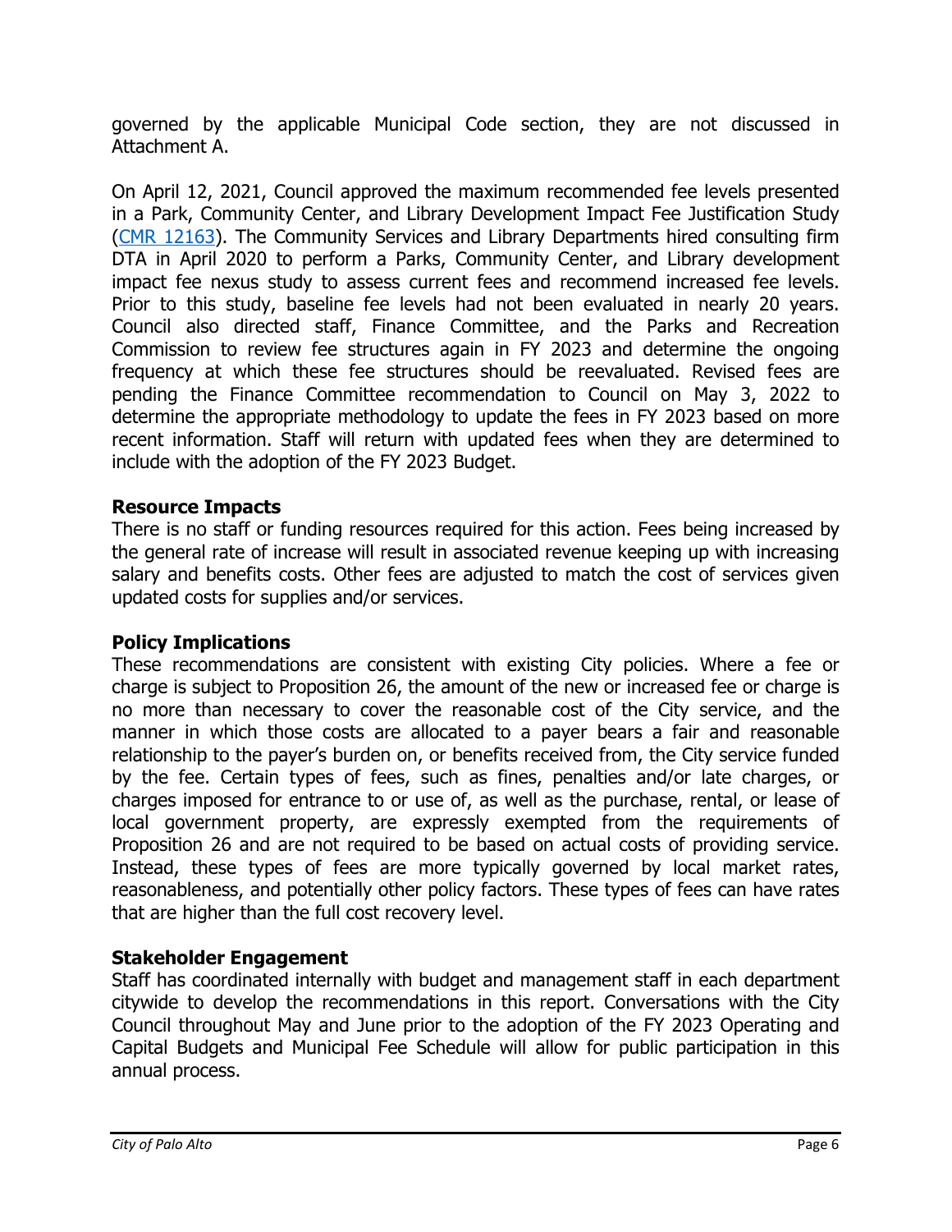governed by the applicable Municipal Code section, they are not discussed in Attachment A.

On April 12, 2021, Council approved the maximum recommended fee levels presented in a Park, Community Center, and Library Development Impact Fee Justification Study (CMR 12163). The Community Services and Library Departments hired consulting firm DTA in April 2020 to perform a Parks, Community Center, and Library development impact fee nexus study to assess current fees and recommend increased fee levels. Prior to this study, baseline fee levels had not been evaluated in nearly 20 years. Council also directed staff, Finance Committee, and the Parks and Recreation Commission to review fee structures again in FY 2023 and determine the ongoing frequency at which these fee structures should be reevaluated. Revised fees are pending the Finance Committee recommendation to Council on May 3, 2022 to determine the appropriate methodology to update the fees in FY 2023 based on more recent information. Staff will return with updated fees when they are determined to include with the adoption of the FY 2023 Budget.

**Resource Impacts**

There is no staff or funding resources required for this action. Fees being increased by the general rate of increase will result in associated revenue keeping up with increasing salary and benefits costs. Other fees are adjusted to match the cost of services given updated costs for supplies and/or services.

**Policy Implications**

These recommendations are consistent with existing City policies. Where a fee or charge is subject to Proposition 26, the amount of the new or increased fee or charge is no more than necessary to cover the reasonable cost of the City service, and the manner in which those costs are allocated to a payer bears a fair and reasonable relationship to the payer's burden on, or benefits received from, the City service funded by the fee. Certain types of fees, such as fines, penalties and/or late charges, or charges imposed for entrance to or use of, as well as the purchase, rental, or lease of local government property, are expressly exempted from the requirements of Proposition 26 and are not required to be based on actual costs of providing service. Instead, these types of fees are more typically governed by local market rates, reasonableness, and potentially other policy factors. These types of fees can have rates that are higher than the full cost recovery level.

**Stakeholder Engagement**

Staff has coordinated internally with budget and management staff in each department citywide to develop the recommendations in this report. Conversations with the City Council throughout May and June prior to the adoption of the FY 2023 Operating and Capital Budgets and Municipal Fee Schedule will allow for public participation in this annual process.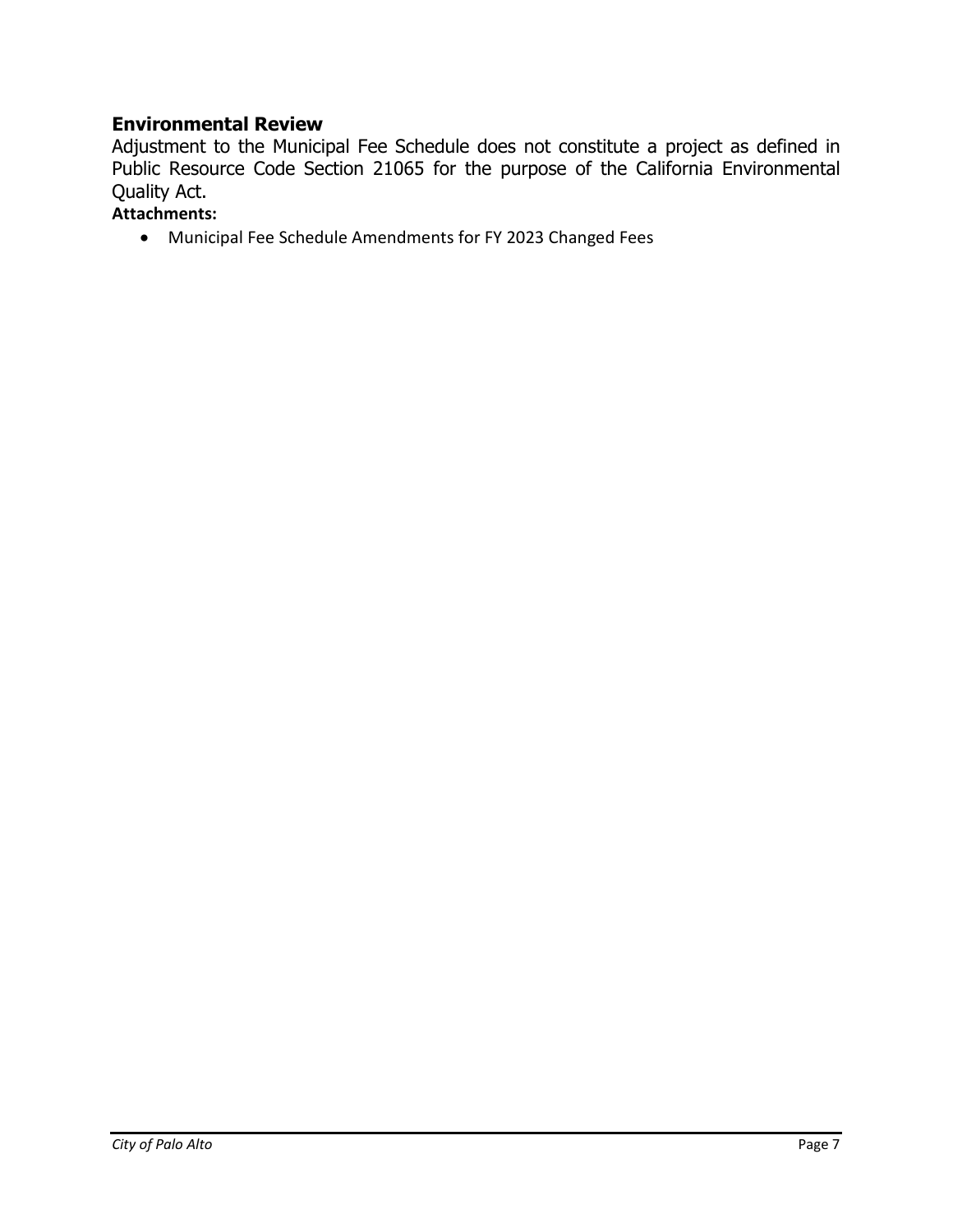## Environmental Review

Adjustment to the Municipal Fee Schedule does not constitute a project as defined in Public Resource Code Section 21065 for the purpose of the California Environmental Quality Act.

**Attachments:**

- Municipal Fee Schedule Amendments for FY 2023 Changed Fees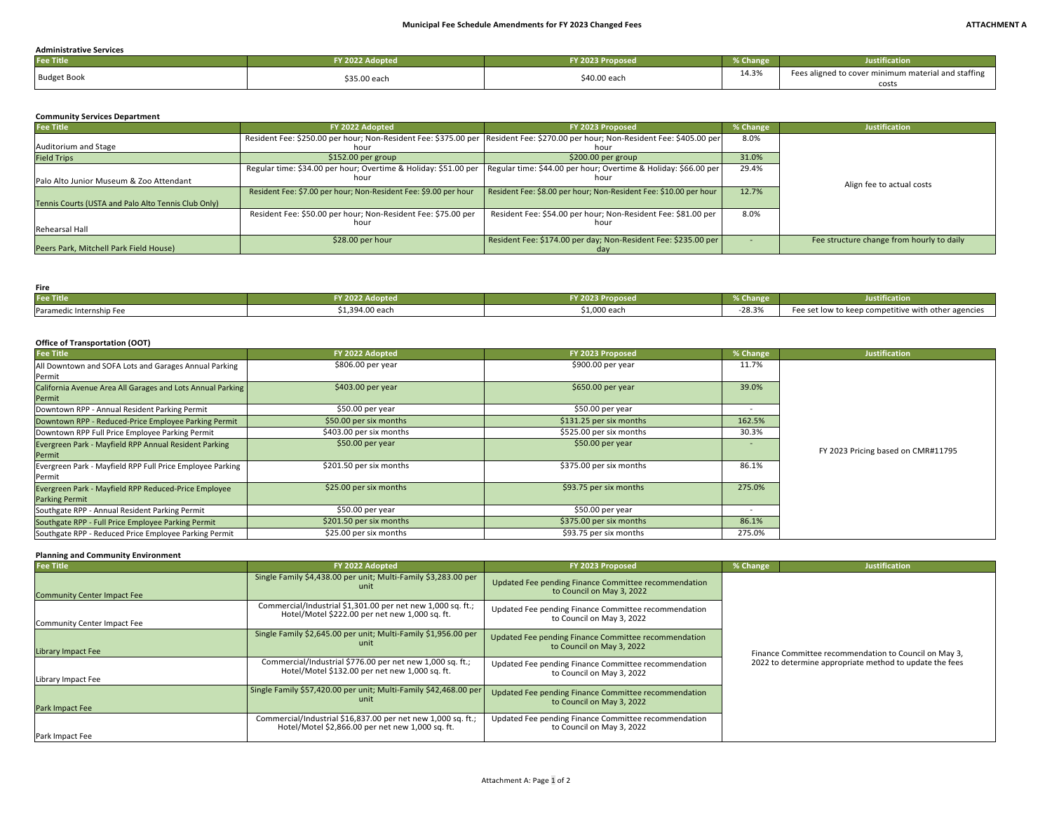**Municipal Fee Schedule Amendments for FY 2023 Changed Fees** **ATTACHMENT A**

**Administrative Services**

| Fee Title | FY 2022 Adopted | FY 2023 Proposed | % Change | Justification |
|---|---|---|---|---|
| Budget Book | $35.00 each | $40.00 each | 14.3% | Fees aligned to cover minimum material and staffing costs |

**Community Services Department**

| Fee Title | FY 2022 Adopted | FY 2023 Proposed | % Change | Justification |
|---|---|---|---|---|
| Auditorium and Stage | Resident Fee: $250.00 per hour; Non-Resident Fee: $375.00 per hour | Resident Fee: $270.00 per hour; Non-Resident Fee: $405.00 per hour | 8.0% | Align fee to actual costs |
| Field Trips | $152.00 per group | $200.00 per group | 31.0% | |
| Palo Alto Junior Museum & Zoo Attendant | Regular time: $34.00 per hour; Overtime & Holiday: $51.00 per hour | Regular time: $44.00 per hour; Overtime & Holiday: $66.00 per hour | 29.4% | |
| Tennis Courts (USTA and Palo Alto Tennis Club Only) | Resident Fee: $7.00 per hour; Non-Resident Fee: $9.00 per hour | Resident Fee: $8.00 per hour; Non-Resident Fee: $10.00 per hour | 12.7% | |
| Rehearsal Hall | Resident Fee: $50.00 per hour; Non-Resident Fee: $75.00 per hour | Resident Fee: $54.00 per hour; Non-Resident Fee: $81.00 per hour | 8.0% | |
| Peers Park, Mitchell Park Field House) | $28.00 per hour | Resident Fee: $174.00 per day; Non-Resident Fee: $235.00 per day | - | Fee structure change from hourly to daily |

**Fire**

| Fee Title | FY 2022 Adopted | FY 2023 Proposed | % Change | Justification |
|---|---|---|---|---|
| Paramedic Internship Fee | $1,394.00 each | $1,000 each | -28.3% | Fee set low to keep competitive with other agencies |

**Office of Transportation (OOT)**

| Fee Title | FY 2022 Adopted | FY 2023 Proposed | % Change | Justification |
|---|---|---|---|---|
| All Downtown and SOFA Lots and Garages Annual Parking Permit | $806.00 per year | $900.00 per year | 11.7% | FY 2023 Pricing based on CMR#11795 |
| California Avenue Area All Garages and Lots Annual Parking Permit | $403.00 per year | $650.00 per year | 39.0% | |
| Downtown RPP - Annual Resident Parking Permit | $50.00 per year | $50.00 per year | - | |
| Downtown RPP - Reduced-Price Employee Parking Permit | $50.00 per six months | $131.25 per six months | 162.5% | |
| Downtown RPP Full Price Employee Parking Permit | $403.00 per six months | $525.00 per six months | 30.3% | |
| Evergreen Park - Mayfield RPP Annual Resident Parking Permit | $50.00 per year | $50.00 per year | - | |
| Evergreen Park - Mayfield RPP Full Price Employee Parking Permit | $201.50 per six months | $375.00 per six months | 86.1% | |
| Evergreen Park - Mayfield RPP Reduced-Price Employee Parking Permit | $25.00 per six months | $93.75 per six months | 275.0% | |
| Southgate RPP - Annual Resident Parking Permit | $50.00 per year | $50.00 per year | - | |
| Southgate RPP - Full Price Employee Parking Permit | $201.50 per six months | $375.00 per six months | 86.1% | |
| Southgate RPP - Reduced Price Employee Parking Permit | $25.00 per six months | $93.75 per six months | 275.0% | |

**Planning and Community Environment**

| Fee Title | FY 2022 Adopted | FY 2023 Proposed | % Change | Justification |
|---|---|---|---|---|
| Community Center Impact Fee | Single Family $4,438.00 per unit; Multi-Family $3,283.00 per unit | Updated Fee pending Finance Committee recommendation to Council on May 3, 2022 | | Finance Committee recommendation to Council on May 3, 2022 to determine appropriate method to update the fees |
| Community Center Impact Fee | Commercial/Industrial $1,301.00 per net new 1,000 sq. ft.; Hotel/Motel $222.00 per net new 1,000 sq. ft. | Updated Fee pending Finance Committee recommendation to Council on May 3, 2022 | | |
| Library Impact Fee | Single Family $2,645.00 per unit; Multi-Family $1,956.00 per unit | Updated Fee pending Finance Committee recommendation to Council on May 3, 2022 | | |
| Library Impact Fee | Commercial/Industrial $776.00 per net new 1,000 sq. ft.; Hotel/Motel $132.00 per net new 1,000 sq. ft. | Updated Fee pending Finance Committee recommendation to Council on May 3, 2022 | | |
| Park Impact Fee | Single Family $57,420.00 per unit; Multi-Family $42,468.00 per unit | Updated Fee pending Finance Committee recommendation to Council on May 3, 2022 | | |
| Park Impact Fee | Commercial/Industrial $16,837.00 per net new 1,000 sq. ft.; Hotel/Motel $2,866.00 per net new 1,000 sq. ft. | Updated Fee pending Finance Committee recommendation to Council on May 3, 2022 | | |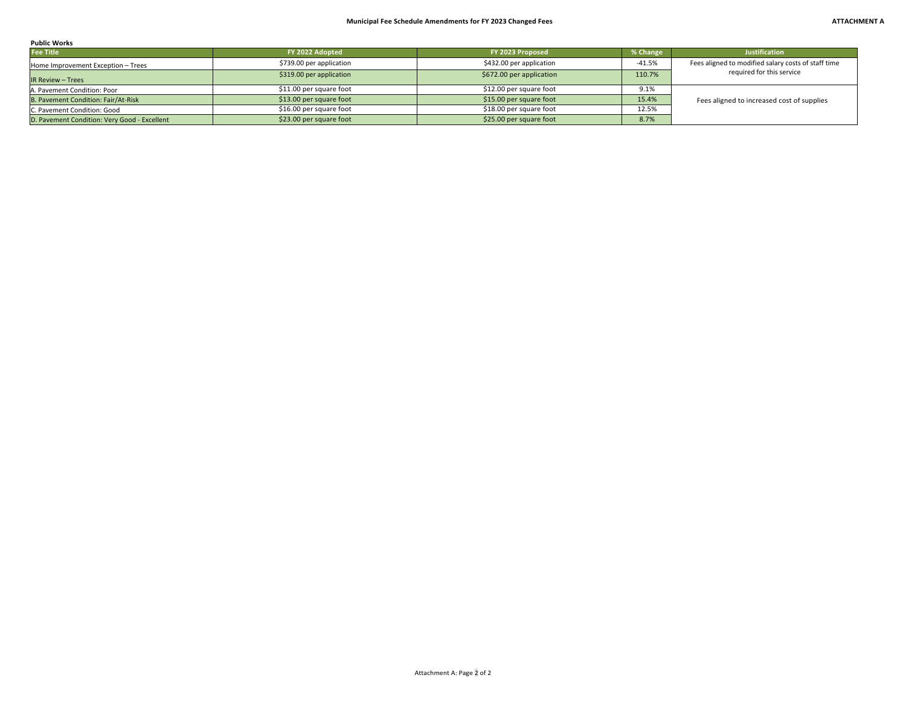**Municipal Fee Schedule Amendments for FY 2023 Changed Fees**

**ATTACHMENT A**

**Public Works**

| Fee Title | FY 2022 Adopted | FY 2023 Proposed | % Change | Justification |
|---|---|---|---|---|
| Home Improvement Exception – Trees | $739.00 per application | $432.00 per application | -41.5% | Fees aligned to modified salary costs of staff time required for this service |
| IR Review – Trees | $319.00 per application | $672.00 per application | 110.7% | |
| A. Pavement Condition: Poor | $11.00 per square foot | $12.00 per square foot | 9.1% | Fees aligned to increased cost of supplies |
| B. Pavement Condition: Fair/At-Risk | $13.00 per square foot | $15.00 per square foot | 15.4% | |
| C. Pavement Condition: Good | $16.00 per square foot | $18.00 per square foot | 12.5% | |
| D. Pavement Condition: Very Good - Excellent | $23.00 per square foot | $25.00 per square foot | 8.7% | |